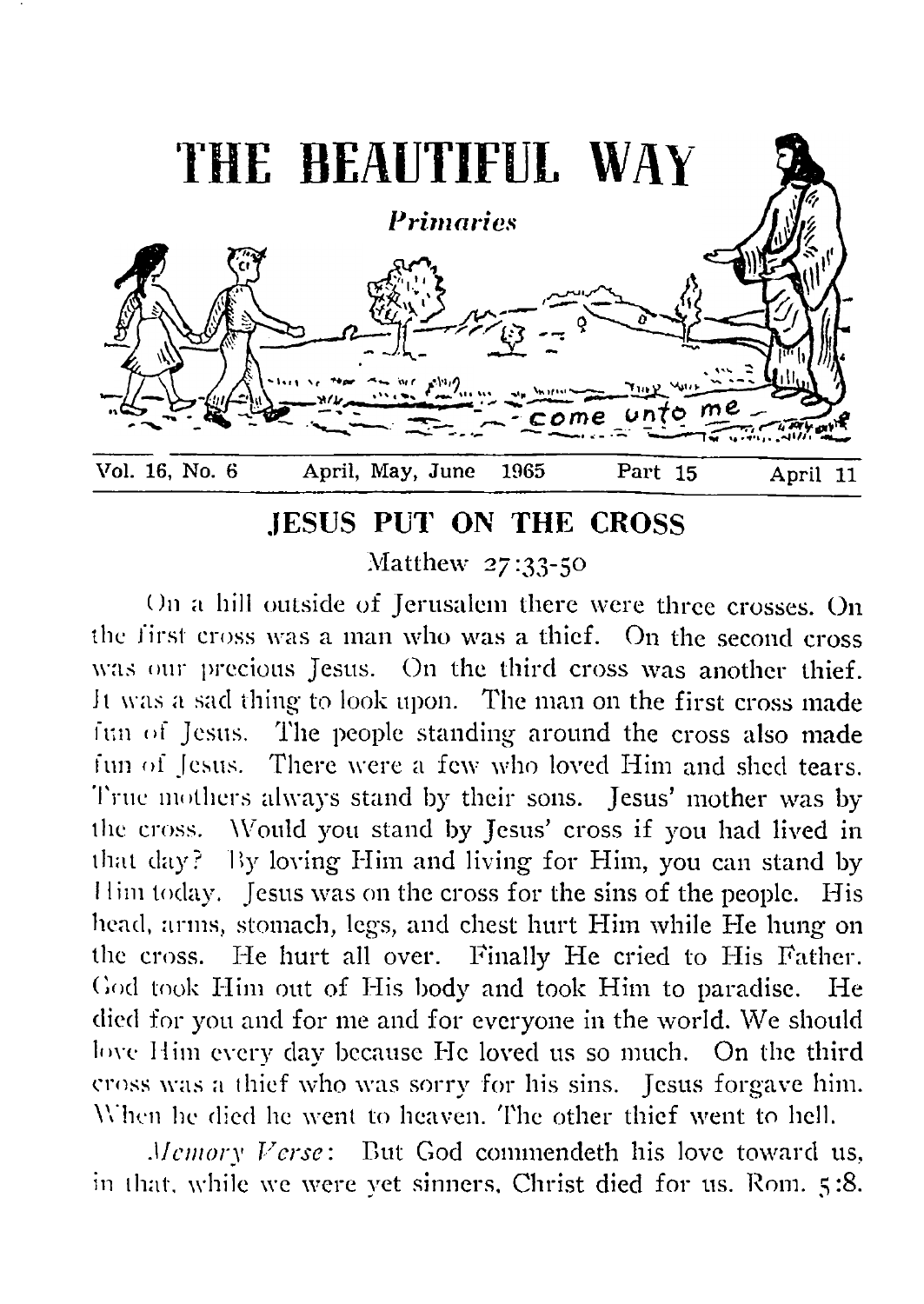# THE BEAUTIFUL WAY

*Primaries*

come unto me

Vol. 16, No. 6 April, May, June 1965 Part 15 April 11

## JESUS PUT ON THE CROSS

Matthew 27:33-50

On a hill outside of Jerusalem there were three crosses. On the first cross was a man who was a thief. On the second cross was our precious Jesus. On the third cross was another thief. It was a sad thing to look upon. The man on the first cross made fun of Jesus. The people standing around the cross also made fun of Jesus. There were a few who loved Him and shed tears. True mothers always stand by their sons. Jesus' mother was by the cross. Would you stand by Jesus' cross if you had lived in that day? By loving Him and living for Him, you can stand by Him today. Jesus was on the cross for the sins of the people. His head, arms, stomach, legs, and chest hurt Him while He hung on the cross. He hurt all over. Finally He cried to His Father. God took Him out of His body and took Him to paradise. He died for you and for me and for everyone in the world. We should love Him every day because He loved us so much. On the third cross was a thief who was sorry for his sins. Jesus forgave him. When he died he went to heaven. The other thief went to hell.

*Memory Verse*: But God commendeth his love toward us, in that, while we were yet sinners, Christ died for us. Rom. 5:8.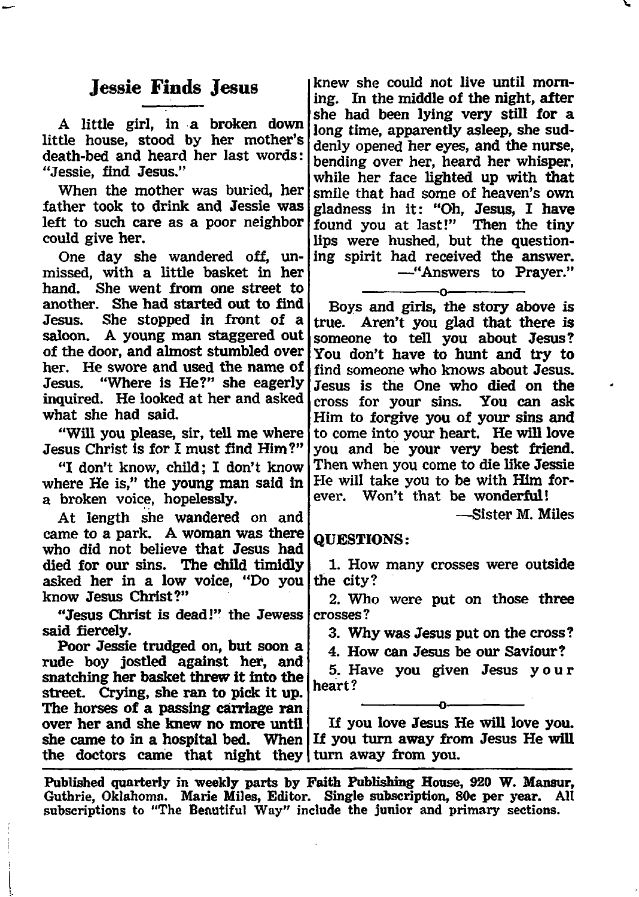## Jessie Finds Jesus

A little girl, in a broken down little house, stood by her mother's death-bed and heard her last words: "Jessie, find Jesus."

When the mother was buried, her father took to drink and Jessie was left to such care as a poor neighbor could give her.

One day she wandered off, unmissed, with a little basket in her hand. She went from one street to another. She had started out to find Jesus. She stopped in front of a saloon. A young man staggered out of the door, and almost stumbled over her. He swore and used the name of Jesus. "Where is He?" she eagerly inquired. He looked at her and asked what she had said.

"Will you please, sir, tell me where Jesus Christ is for I must find Him?"

"I don't know, child; I don't know where He is," the young man said in a broken voice, hopelessly.

At length she wandered on and came to a park. A woman was there who did not believe that Jesus had died for our sins. The child timidly asked her in a low voice, "Do you know Jesus Christ?"

"Jesus Christ is dead!" the Jewess said fiercely.

Poor Jessie trudged on, but soon a rude boy jostled against her, and snatching her basket threw it into the street. Crying, she ran to pick it up. The horses of a passing carriage ran over her and she knew no more until she came to in a hospital bed. When the doctors came that night they knew she could not live until morning. In the middle of the night, after she had been lying very still for a long time, apparently asleep, she suddenly opened her eyes, and the nurse, bending over her, heard her whisper, while her face lighted up with that smile that had some of heaven's own gladness in it: "Oh, Jesus, I have found you at last!" Then the tiny lips were hushed, but the questioning spirit had received the answer.

—"Answers to Prayer."

---

Boys and girls, the story above is true. Aren't you glad that there is someone to tell you about Jesus? You don't have to hunt and try to find someone who knows about Jesus. Jesus is the One who died on the cross for your sins. You can ask Him to forgive you of your sins and to come into your heart. He will love you and be your very best friend. Then when you come to die like Jessie He will take you to be with Him forever. Won't that be wonderful!

—Sister M. Miles

**QUESTIONS:**

1. How many crosses were outside the city?
2. Who were put on those three crosses?
3. Why was Jesus put on the cross?
4. How can Jesus be our Saviour?
5. Have you given Jesus your heart?

---

If you love Jesus He will love you. If you turn away from Jesus He will turn away from you.

**Published quarterly in weekly parts by Faith Publishing House, 920 W. Mansur, Guthrie, Oklahoma. Marie Miles, Editor. Single subscription, 80c per year. All subscriptions to "The Beautiful Way" include the junior and primary sections.**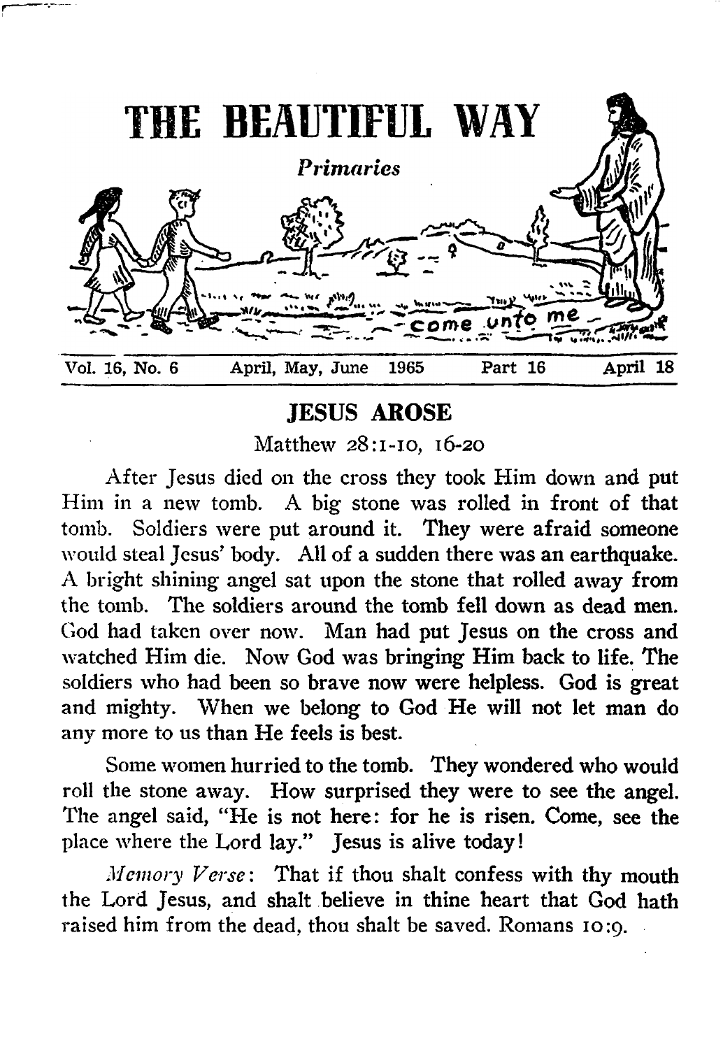# THE BEAUTIFUL WAY

*Primaries*

come unto me

Vol. 16, No. 6 April, May, June 1965 Part 16 April 18

## JESUS AROSE

Matthew 28:1-10, 16-20

After Jesus died on the cross they took Him down and put Him in a new tomb. A big stone was rolled in front of that tomb. Soldiers were put around it. They were afraid someone would steal Jesus' body. All of a sudden there was an earthquake. A bright shining angel sat upon the stone that rolled away from the tomb. The soldiers around the tomb fell down as dead men. God had taken over now. Man had put Jesus on the cross and watched Him die. Now God was bringing Him back to life. The soldiers who had been so brave now were helpless. God is great and mighty. When we belong to God He will not let man do any more to us than He feels is best.

Some women hurried to the tomb. They wondered who would roll the stone away. How surprised they were to see the angel. The angel said, "He is not here: for he is risen. Come, see the place where the Lord lay." Jesus is alive today!

*Memory Verse*: That if thou shalt confess with thy mouth the Lord Jesus, and shalt believe in thine heart that God hath raised him from the dead, thou shalt be saved. Romans 10:9.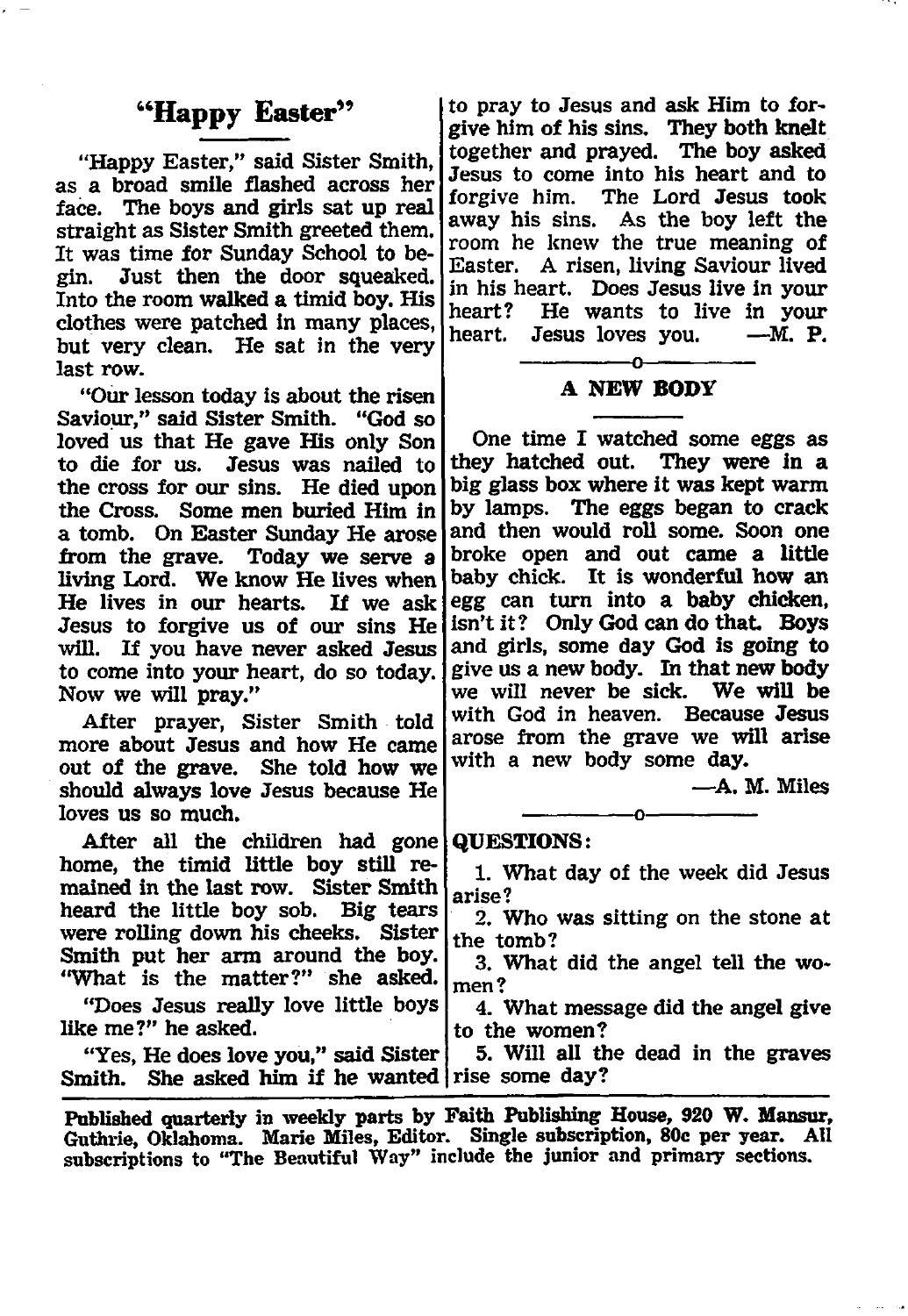## "Happy Easter"

"Happy Easter," said Sister Smith, as a broad smile flashed across her face. The boys and girls sat up real straight as Sister Smith greeted them. It was time for Sunday School to begin. Just then the door squeaked. Into the room walked a timid boy. His clothes were patched in many places, but very clean. He sat in the very last row.

"Our lesson today is about the risen Saviour," said Sister Smith. "God so loved us that He gave His only Son to die for us. Jesus was nailed to the cross for our sins. He died upon the Cross. Some men buried Him in a tomb. On Easter Sunday He arose from the grave. Today we serve a living Lord. We know He lives when He lives in our hearts. If we ask Jesus to forgive us of our sins He will. If you have never asked Jesus to come into your heart, do so today. Now we will pray."

After prayer, Sister Smith told more about Jesus and how He came out of the grave. She told how we should always love Jesus because He loves us so much.

After all the children had gone home, the timid little boy still remained in the last row. Sister Smith heard the little boy sob. Big tears were rolling down his cheeks. Sister Smith put her arm around the boy. "What is the matter?" she asked.

"Does Jesus really love little boys like me?" he asked.

"Yes, He does love you," said Sister Smith. She asked him if he wanted to pray to Jesus and ask Him to forgive him of his sins. They both knelt together and prayed. The boy asked Jesus to come into his heart and to forgive him. The Lord Jesus took away his sins. As the boy left the room he knew the true meaning of Easter. A risen, living Saviour lived in his heart. Does Jesus live in your heart? He wants to live in your heart. Jesus loves you. —M. P.

---

## A NEW BODY

One time I watched some eggs as they hatched out. They were in a big glass box where it was kept warm by lamps. The eggs began to crack and then would roll some. Soon one broke open and out came a little baby chick. It is wonderful how an egg can turn into a baby chicken, isn't it? Only God can do that. Boys and girls, some day God is going to give us a new body. In that new body we will never be sick. We will be with God in heaven. Because Jesus arose from the grave we will arise with a new body some day.

—A. M. Miles

---

**QUESTIONS:**

1. What day of the week did Jesus arise?
2. Who was sitting on the stone at the tomb?
3. What did the angel tell the women?
4. What message did the angel give to the women?
5. Will all the dead in the graves rise some day?

---

**Published quarterly in weekly parts by Faith Publishing House, 920 W. Mansur, Guthrie, Oklahoma. Marie Miles, Editor. Single subscription, 80c per year. All subscriptions to "The Beautiful Way" include the junior and primary sections.**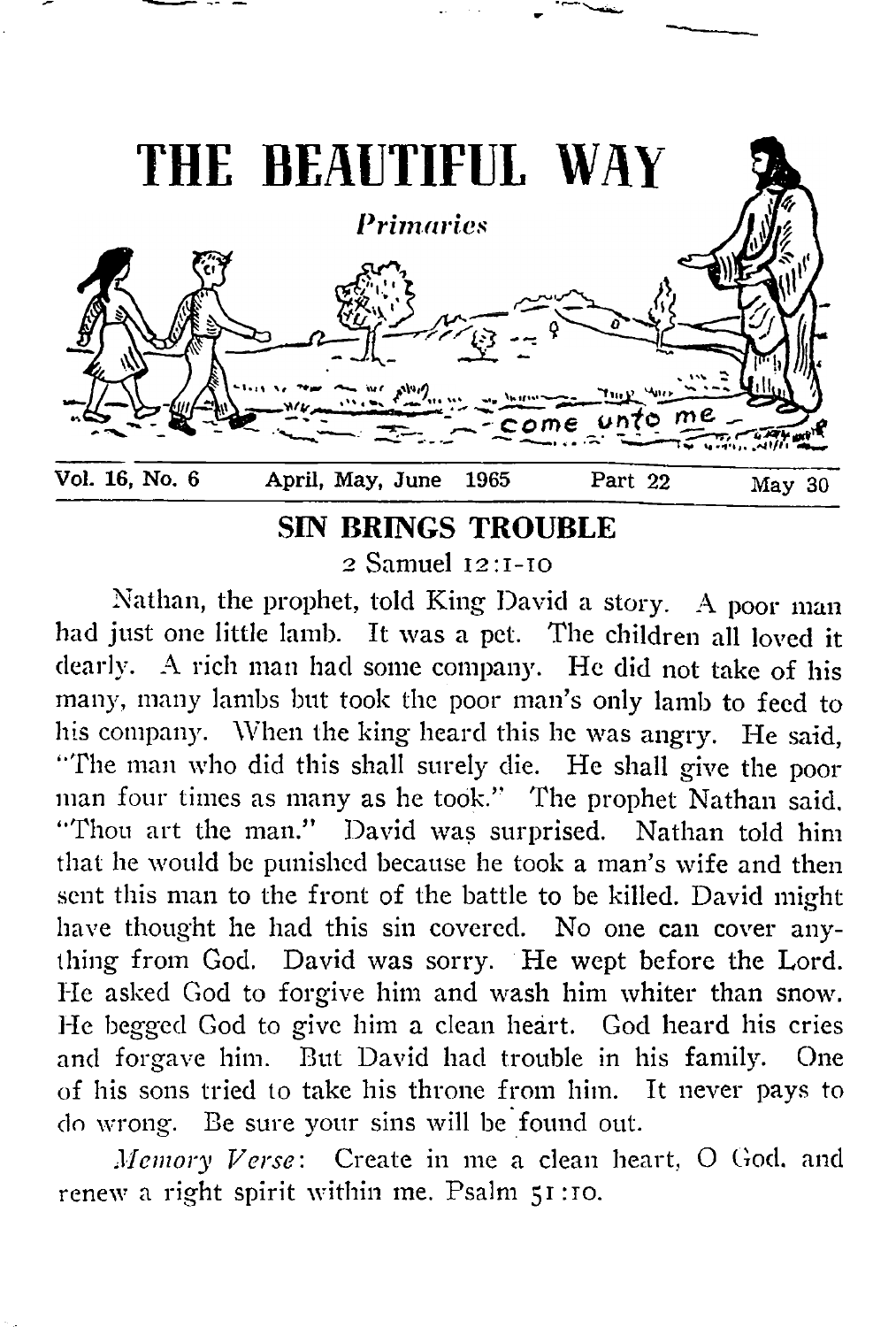# THE BEAUTIFUL WAY

*Primaries*

come unto me

Vol. 16, No. 6 | April, May, June 1965 | Part 22 | May 30

## SIN BRINGS TROUBLE

2 Samuel 12:1-10

Nathan, the prophet, told King David a story. A poor man had just one little lamb. It was a pet. The children all loved it dearly. A rich man had some company. He did not take of his many, many lambs but took the poor man's only lamb to feed to his company. When the king heard this he was angry. He said, "The man who did this shall surely die. He shall give the poor man four times as many as he took." The prophet Nathan said, "Thou art the man." David was surprised. Nathan told him that he would be punished because he took a man's wife and then sent this man to the front of the battle to be killed. David might have thought he had this sin covered. No one can cover anything from God. David was sorry. He wept before the Lord. He asked God to forgive him and wash him whiter than snow. He begged God to give him a clean heart. God heard his cries and forgave him. But David had trouble in his family. One of his sons tried to take his throne from him. It never pays to do wrong. Be sure your sins will be found out.

*Memory Verse*: Create in me a clean heart, O God, and renew a right spirit within me. Psalm 51:10.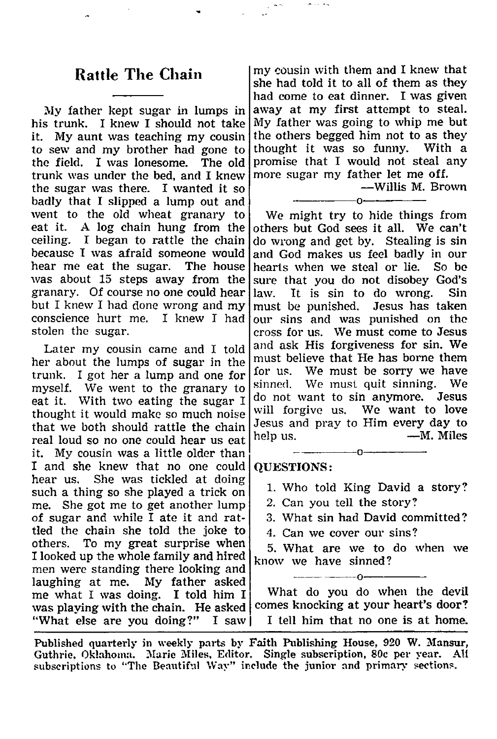## Rattle The Chain

My father kept sugar in lumps in his trunk. I knew I should not take it. My aunt was teaching my cousin to sew and my brother had gone to the field. I was lonesome. The old trunk was under the bed, and I knew the sugar was there. I wanted it so badly that I slipped a lump out and went to the old wheat granary to eat it. A log chain hung from the ceiling. I began to rattle the chain because I was afraid someone would hear me eat the sugar. The house was about 15 steps away from the granary. Of course no one could hear but I knew I had done wrong and my conscience hurt me. I knew I had stolen the sugar.

Later my cousin came and I told her about the lumps of sugar in the trunk. I got her a lump and one for myself. We went to the granary to eat it. With two eating the sugar I thought it would make so much noise that we both should rattle the chain real loud so no one could hear us eat it. My cousin was a little older than I and she knew that no one could hear us. She was tickled at doing such a thing so she played a trick on me. She got me to get another lump of sugar and while I ate it and rattled the chain she told the joke to others. To my great surprise when I looked up the whole family and hired men were standing there looking and laughing at me. My father asked me what I was doing. I told him I was playing with the chain. He asked "What else are you doing?" I saw my cousin with them and I knew that she had told it to all of them as they had come to eat dinner. I was given away at my first attempt to steal. My father was going to whip me but the others begged him not to as they thought it was so funny. With a promise that I would not steal any more sugar my father let me off.

—Willis M. Brown

---

We might try to hide things from others but God sees it all. We can't do wrong and get by. Stealing is sin and God makes us feel badly in our hearts when we steal or lie. So be sure that you do not disobey God's law. It is sin to do wrong. Sin must be punished. Jesus has taken our sins and was punished on the cross for us. We must come to Jesus and ask His forgiveness for sin. We must believe that He has borne them for us. We must be sorry we have sinned. We must quit sinning. We do not want to sin anymore. Jesus will forgive us. We want to love Jesus and pray to Him every day to help us.

—M. Miles

---

**QUESTIONS:**

1. Who told King David a story?
2. Can you tell the story?
3. What sin had David committed?
4. Can we cover our sins?
5. What are we to do when we know we have sinned?

---

What do you do when the devil comes knocking at your heart's door?

I tell him that no one is at home.

---

Published quarterly in weekly parts by Faith Publishing House, 920 W. Mansur, Guthrie, Oklahoma. Marie Miles, Editor. Single subscription, 80c per year. All subscriptions to "The Beautiful Way" include the junior and primary sections.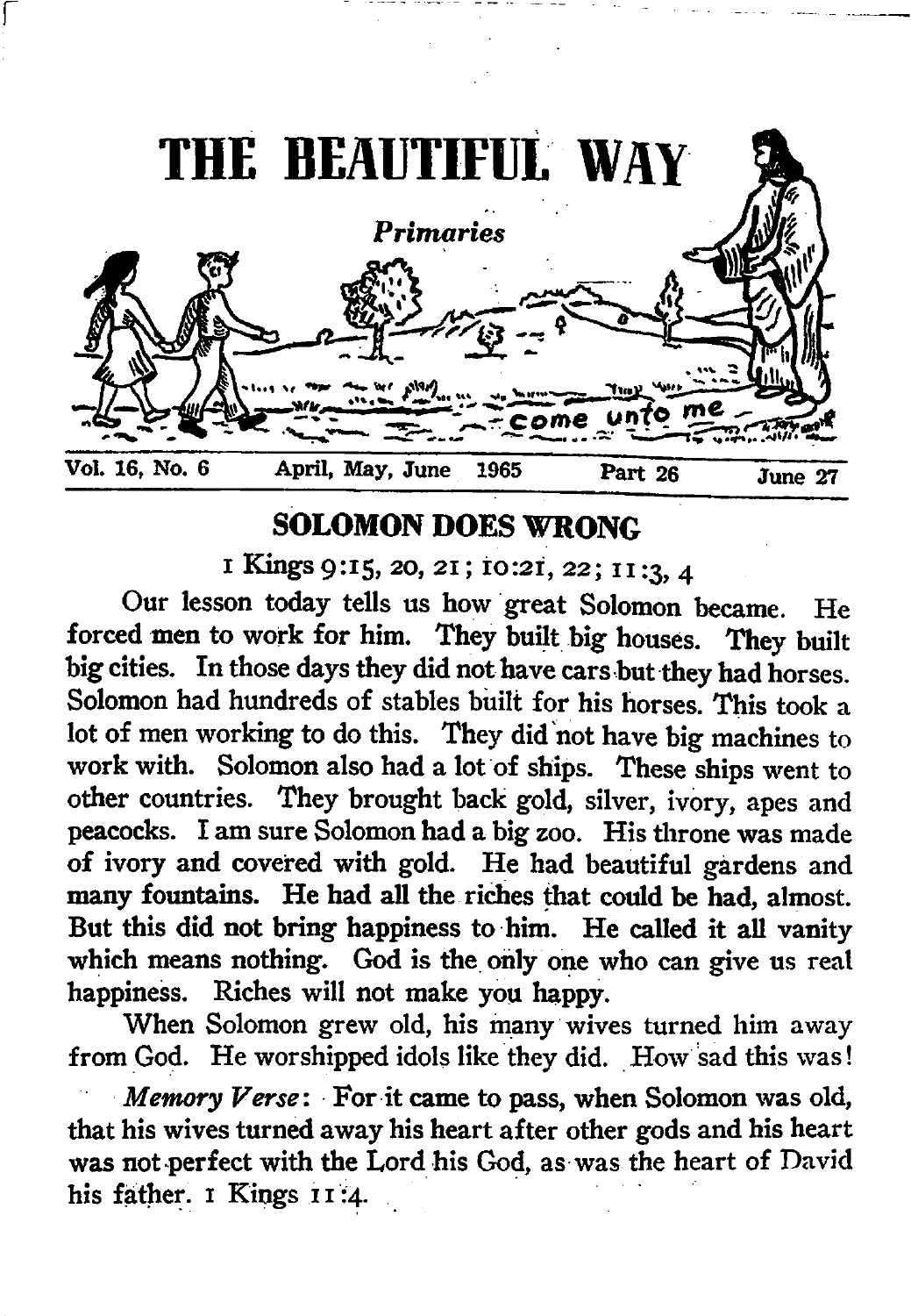# THE BEAUTIFUL WAY

*Primaries*

come unto me

Vol. 16, No. 6 April, May, June 1965 Part 26 June 27

## SOLOMON DOES WRONG

1 Kings 9:15, 20, 21; 10:21, 22; 11:3, 4

Our lesson today tells us how great Solomon became. He forced men to work for him. They built big houses. They built big cities. In those days they did not have cars but they had horses. Solomon had hundreds of stables built for his horses. This took a lot of men working to do this. They did not have big machines to work with. Solomon also had a lot of ships. These ships went to other countries. They brought back gold, silver, ivory, apes and peacocks. I am sure Solomon had a big zoo. His throne was made of ivory and covered with gold. He had beautiful gardens and many fountains. He had all the riches that could be had, almost. But this did not bring happiness to him. He called it all vanity which means nothing. God is the only one who can give us real happiness. Riches will not make you happy.

When Solomon grew old, his many wives turned him away from God. He worshipped idols like they did. How sad this was!

*Memory Verse*: For it came to pass, when Solomon was old, that his wives turned away his heart after other gods and his heart was not perfect with the Lord his God, as was the heart of David his father. 1 Kings 11:4.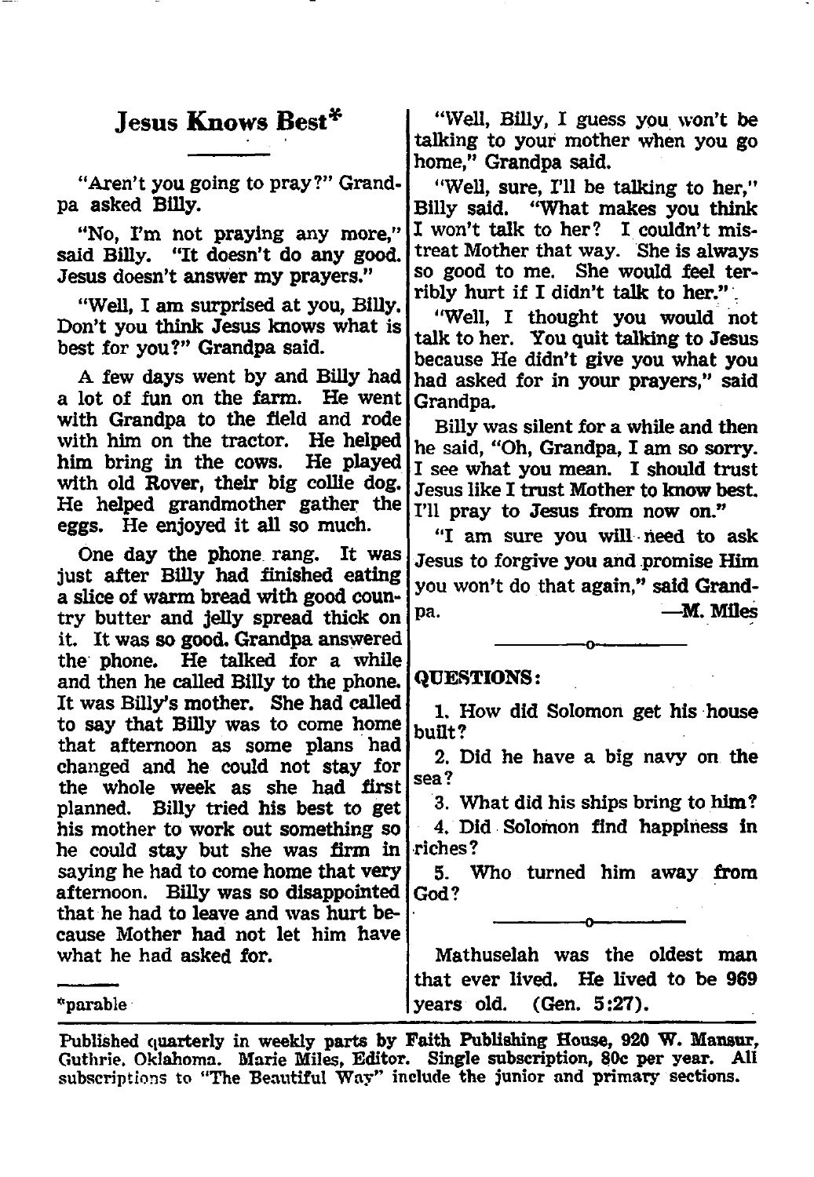## Jesus Knows Best*

"Aren't you going to pray?" Grandpa asked Billy.

"No, I'm not praying any more," said Billy. "It doesn't do any good. Jesus doesn't answer my prayers."

"Well, I am surprised at you, Billy. Don't you think Jesus knows what is best for you?" Grandpa said.

A few days went by and Billy had a lot of fun on the farm. He went with Grandpa to the field and rode with him on the tractor. He helped him bring in the cows. He played with old Rover, their big collie dog. He helped grandmother gather the eggs. He enjoyed it all so much.

One day the phone rang. It was just after Billy had finished eating a slice of warm bread with good country butter and jelly spread thick on it. It was so good. Grandpa answered the phone. He talked for a while and then he called Billy to the phone. It was Billy's mother. She had called to say that Billy was to come home that afternoon as some plans had changed and he could not stay for the whole week as she had first planned. Billy tried his best to get his mother to work out something so he could stay but she was firm in saying he had to come home that very afternoon. Billy was so disappointed that he had to leave and was hurt because Mother had not let him have what he had asked for.

"Well, Billy, I guess you won't be talking to your mother when you go home," Grandpa said.

"Well, sure, I'll be talking to her," Billy said. "What makes you think I won't talk to her? I couldn't mistreat Mother that way. She is always so good to me. She would feel terribly hurt if I didn't talk to her."

"Well, I thought you would not talk to her. You quit talking to Jesus because He didn't give you what you had asked for in your prayers," said Grandpa.

Billy was silent for a while and then he said, "Oh, Grandpa, I am so sorry. I see what you mean. I should trust Jesus like I trust Mother to know best. I'll pray to Jesus from now on."

"I am sure you will need to ask Jesus to forgive you and promise Him you won't do that again," said Grandpa.

—M. Miles

*parable

---

**QUESTIONS:**

1. How did Solomon get his house built?
2. Did he have a big navy on the sea?
3. What did his ships bring to him?
4. Did Solomon find happiness in riches?
5. Who turned him away from God?

---

Mathuselah was the oldest man that ever lived. He lived to be 969 years old. (Gen. 5:27).

---

Published quarterly in weekly parts by Faith Publishing House, 920 W. Mansur, Guthrie, Oklahoma. Marie Miles, Editor. Single subscription, 80c per year. All subscriptions to "The Beautiful Way" include the junior and primary sections.